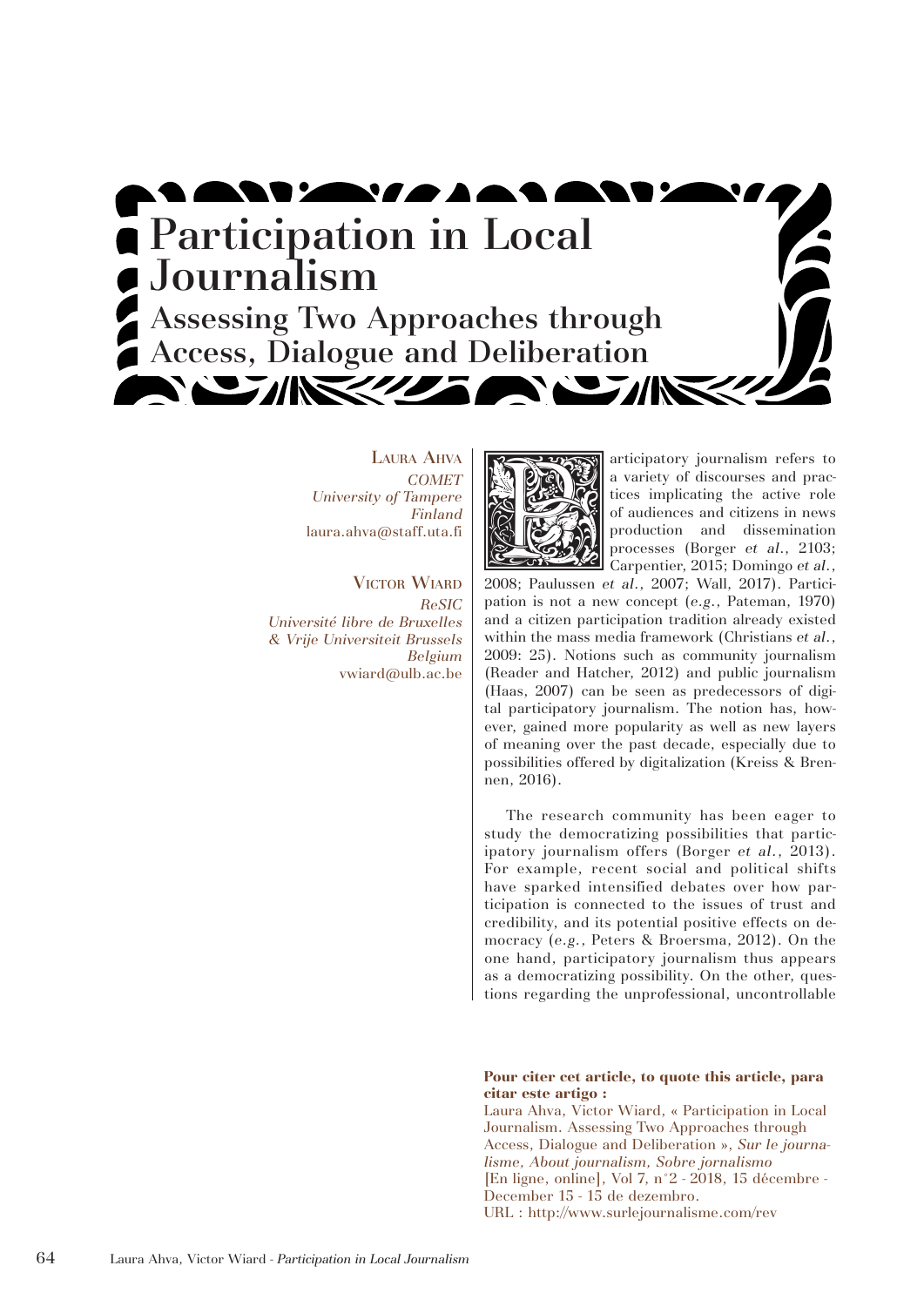# Participation in Local Journalism

## Assessing Two Approaches through Access, Dialogue and Deliberation

LAURA AHVA
*COMET*
*University of Tampere*
*Finland*
laura.ahva@staff.uta.fi

VICTOR WIARD
*ReSIC*
*Université libre de Bruxelles*
*& Vrije Universiteit Brussels*
*Belgium*
vwiard@ulb.ac.be

Participatory journalism refers to a variety of discourses and practices implicating the active role of audiences and citizens in news production and dissemination processes (Borger *et al.,* 2103; Carpentier, 2015; Domingo *et al.*, 2008; Paulussen *et al.*, 2007; Wall, 2017). Participation is not a new concept (*e.g.*, Pateman, 1970) and a citizen participation tradition already existed within the mass media framework (Christians *et al.*, 2009: 25). Notions such as community journalism (Reader and Hatcher, 2012) and public journalism (Haas, 2007) can be seen as predecessors of digital participatory journalism. The notion has, however, gained more popularity as well as new layers of meaning over the past decade, especially due to possibilities offered by digitalization (Kreiss & Brennen, 2016).

The research community has been eager to study the democratizing possibilities that participatory journalism offers (Borger *et al.*, 2013). For example, recent social and political shifts have sparked intensified debates over how participation is connected to the issues of trust and credibility, and its potential positive effects on democracy (*e.g.*, Peters & Broersma, 2012). On the one hand, participatory journalism thus appears as a democratizing possibility. On the other, questions regarding the unprofessional, uncontrollable

**Pour citer cet article, to quote this article, para citar este artigo :**
Laura Ahva, Victor Wiard, « Participation in Local Journalism. Assessing Two Approaches through Access, Dialogue and Deliberation », *Sur le journalisme, About journalism, Sobre jornalismo* [En ligne, online], Vol 7, n°2 - 2018, 15 décembre - December 15 - 15 de dezembro.
URL : http://www.surlejournalisme.com/rev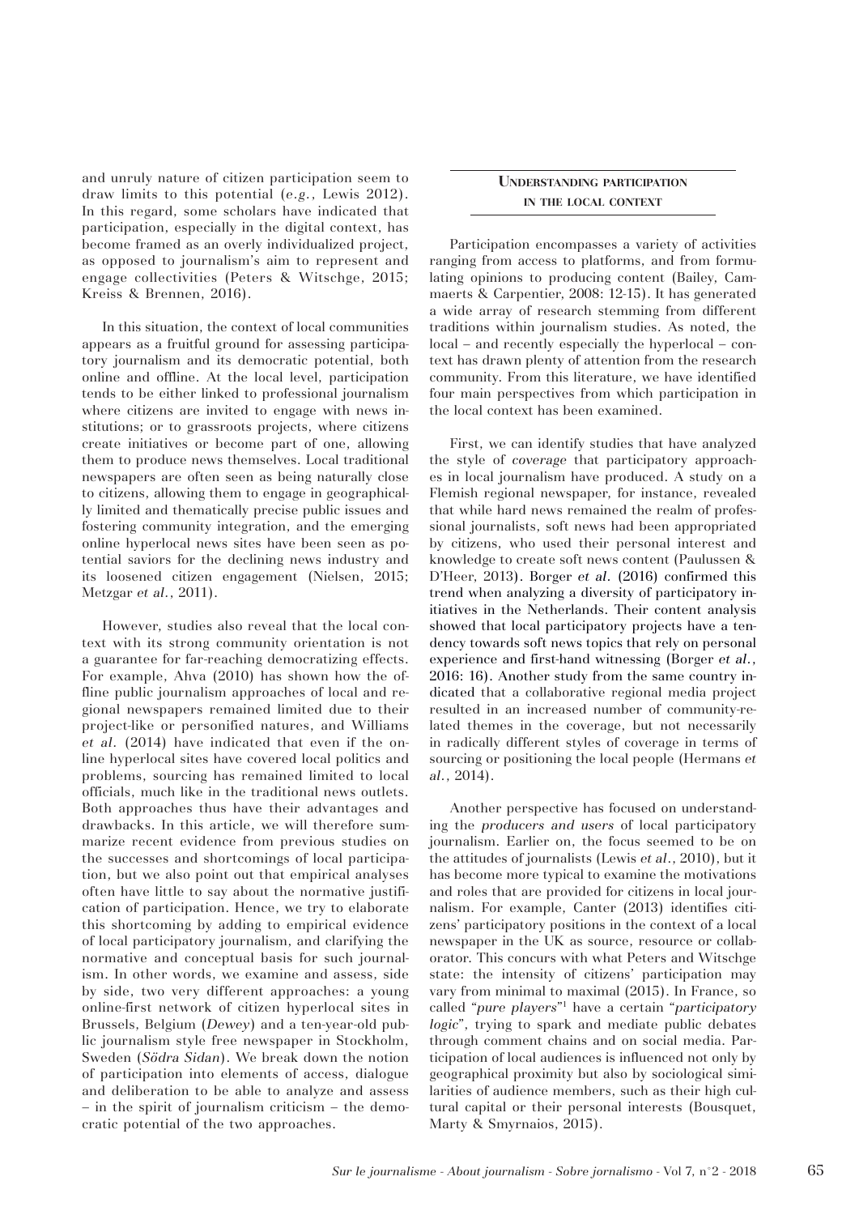and unruly nature of citizen participation seem to draw limits to this potential (*e.g.*, Lewis 2012). In this regard, some scholars have indicated that participation, especially in the digital context, has become framed as an overly individualized project, as opposed to journalism's aim to represent and engage collectivities (Peters & Witschge, 2015; Kreiss & Brennen, 2016).

In this situation, the context of local communities appears as a fruitful ground for assessing participatory journalism and its democratic potential, both online and offline. At the local level, participation tends to be either linked to professional journalism where citizens are invited to engage with news institutions; or to grassroots projects, where citizens create initiatives or become part of one, allowing them to produce news themselves. Local traditional newspapers are often seen as being naturally close to citizens, allowing them to engage in geographically limited and thematically precise public issues and fostering community integration, and the emerging online hyperlocal news sites have been seen as potential saviors for the declining news industry and its loosened citizen engagement (Nielsen, 2015; Metzgar *et al.*, 2011).

However, studies also reveal that the local context with its strong community orientation is not a guarantee for far-reaching democratizing effects. For example, Ahva (2010) has shown how the offline public journalism approaches of local and regional newspapers remained limited due to their project-like or personified natures, and Williams *et al.* (2014) have indicated that even if the online hyperlocal sites have covered local politics and problems, sourcing has remained limited to local officials, much like in the traditional news outlets. Both approaches thus have their advantages and drawbacks. In this article, we will therefore summarize recent evidence from previous studies on the successes and shortcomings of local participation, but we also point out that empirical analyses often have little to say about the normative justification of participation. Hence, we try to elaborate this shortcoming by adding to empirical evidence of local participatory journalism, and clarifying the normative and conceptual basis for such journalism. In other words, we examine and assess, side by side, two very different approaches: a young online-first network of citizen hyperlocal sites in Brussels, Belgium (*Dewey*) and a ten-year-old public journalism style free newspaper in Stockholm, Sweden (*Södra Sidan*). We break down the notion of participation into elements of access, dialogue and deliberation to be able to analyze and assess – in the spirit of journalism criticism – the democratic potential of the two approaches.

## Understanding participation in the local context

Participation encompasses a variety of activities ranging from access to platforms, and from formulating opinions to producing content (Bailey, Cammaerts & Carpentier, 2008: 12-15). It has generated a wide array of research stemming from different traditions within journalism studies. As noted, the local – and recently especially the hyperlocal – context has drawn plenty of attention from the research community. From this literature, we have identified four main perspectives from which participation in the local context has been examined.

First, we can identify studies that have analyzed the style of *coverage* that participatory approaches in local journalism have produced. A study on a Flemish regional newspaper, for instance, revealed that while hard news remained the realm of professional journalists, soft news had been appropriated by citizens, who used their personal interest and knowledge to create soft news content (Paulussen & D'Heer, 2013). Borger *et al.* (2016) confirmed this trend when analyzing a diversity of participatory initiatives in the Netherlands. Their content analysis showed that local participatory projects have a tendency towards soft news topics that rely on personal experience and first-hand witnessing (Borger *et al.*, 2016: 16). Another study from the same country indicated that a collaborative regional media project resulted in an increased number of community-related themes in the coverage, but not necessarily in radically different styles of coverage in terms of sourcing or positioning the local people (Hermans *et al.*, 2014).

Another perspective has focused on understanding the *producers and users* of local participatory journalism. Earlier on, the focus seemed to be on the attitudes of journalists (Lewis *et al.*, 2010), but it has become more typical to examine the motivations and roles that are provided for citizens in local journalism. For example, Canter (2013) identifies citizens' participatory positions in the context of a local newspaper in the UK as source, resource or collaborator. This concurs with what Peters and Witschge state: the intensity of citizens' participation may vary from minimal to maximal (2015). In France, so called "*pure players*"[1] have a certain "*participatory logic*", trying to spark and mediate public debates through comment chains and on social media. Participation of local audiences is influenced not only by geographical proximity but also by sociological similarities of audience members, such as their high cultural capital or their personal interests (Bousquet, Marty & Smyrnaios, 2015).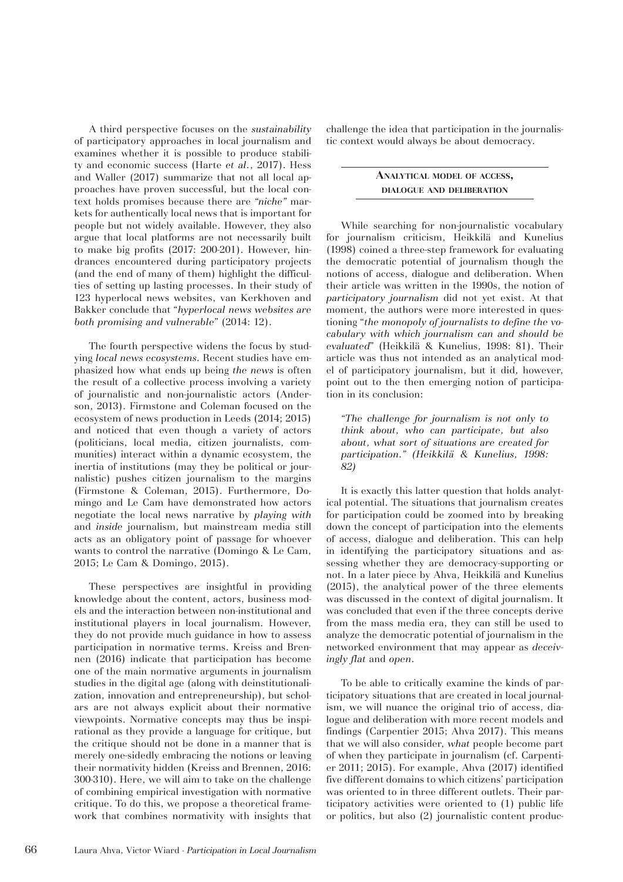A third perspective focuses on the *sustainability* of participatory approaches in local journalism and examines whether it is possible to produce stability and economic success (Harte *et al.*, 2017). Hess and Waller (2017) summarize that not all local approaches have proven successful, but the local context holds promises because there are *"niche"* markets for authentically local news that is important for people but not widely available. However, they also argue that local platforms are not necessarily built to make big profits (2017: 200-201). However, hindrances encountered during participatory projects (and the end of many of them) highlight the difficulties of setting up lasting processes. In their study of 123 hyperlocal news websites, van Kerkhoven and Bakker conclude that "*hyperlocal news websites are both promising and vulnerable*" (2014: 12).

The fourth perspective widens the focus by studying *local news ecosystems*. Recent studies have emphasized how what ends up being *the news* is often the result of a collective process involving a variety of journalistic and non-journalistic actors (Anderson, 2013). Firmstone and Coleman focused on the ecosystem of news production in Leeds (2014; 2015) and noticed that even though a variety of actors (politicians, local media, citizen journalists, communities) interact within a dynamic ecosystem, the inertia of institutions (may they be political or journalistic) pushes citizen journalism to the margins (Firmstone & Coleman, 2015). Furthermore, Domingo and Le Cam have demonstrated how actors negotiate the local news narrative by *playing with* and *inside* journalism, but mainstream media still acts as an obligatory point of passage for whoever wants to control the narrative (Domingo & Le Cam, 2015; Le Cam & Domingo, 2015).

These perspectives are insightful in providing knowledge about the content, actors, business models and the interaction between non-institutional and institutional players in local journalism. However, they do not provide much guidance in how to assess participation in normative terms. Kreiss and Brennen (2016) indicate that participation has become one of the main normative arguments in journalism studies in the digital age (along with deinstitutionalization, innovation and entrepreneurship), but scholars are not always explicit about their normative viewpoints. Normative concepts may thus be inspirational as they provide a language for critique, but the critique should not be done in a manner that is merely one-sidedly embracing the notions or leaving their normativity hidden (Kreiss and Brennen, 2016: 300-310). Here, we will aim to take on the challenge of combining empirical investigation with normative critique. To do this, we propose a theoretical framework that combines normativity with insights that challenge the idea that participation in the journalistic context would always be about democracy.

## Analytical model of access, dialogue and deliberation

While searching for non-journalistic vocabulary for journalism criticism, Heikkilä and Kunelius (1998) coined a three-step framework for evaluating the democratic potential of journalism though the notions of access, dialogue and deliberation. When their article was written in the 1990s, the notion of *participatory journalism* did not yet exist. At that moment, the authors were more interested in questioning "*the monopoly of journalists to define the vocabulary with which journalism can and should be evaluated*" (Heikkilä & Kunelius, 1998: 81). Their article was thus not intended as an analytical model of participatory journalism, but it did, however, point out to the then emerging notion of participation in its conclusion:

> *"The challenge for journalism is not only to think about, who can participate, but also about, what sort of situations are created for participation." (Heikkilä & Kunelius, 1998: 82)*

It is exactly this latter question that holds analytical potential. The situations that journalism creates for participation could be zoomed into by breaking down the concept of participation into the elements of access, dialogue and deliberation. This can help in identifying the participatory situations and assessing whether they are democracy-supporting or not. In a later piece by Ahva, Heikkilä and Kunelius (2015), the analytical power of the three elements was discussed in the context of digital journalism. It was concluded that even if the three concepts derive from the mass media era, they can still be used to analyze the democratic potential of journalism in the networked environment that may appear as *deceivingly flat* and *open*.

To be able to critically examine the kinds of participatory situations that are created in local journalism, we will nuance the original trio of access, dialogue and deliberation with more recent models and findings (Carpentier 2015; Ahva 2017). This means that we will also consider, *what* people become part of when they participate in journalism (cf. Carpentier 2011; 2015). For example, Ahva (2017) identified five different domains to which citizens' participation was oriented to in three different outlets. Their participatory activities were oriented to (1) public life or politics, but also (2) journalistic content produc-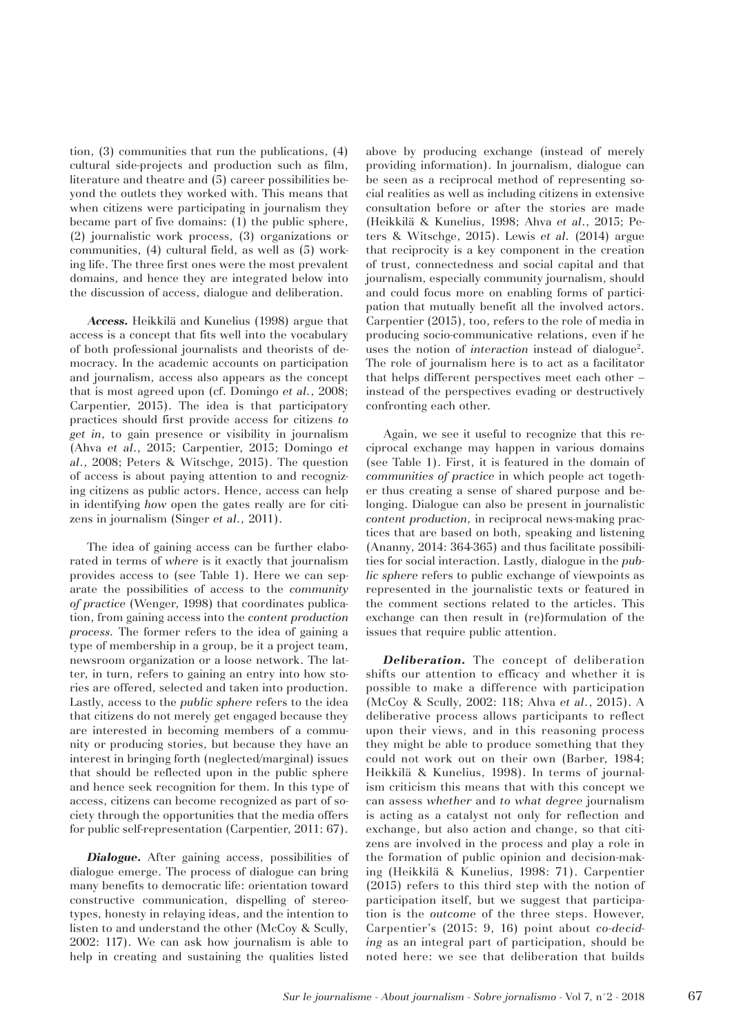tion, (3) communities that run the publications, (4) cultural side-projects and production such as film, literature and theatre and (5) career possibilities beyond the outlets they worked with. This means that when citizens were participating in journalism they became part of five domains: (1) the public sphere, (2) journalistic work process, (3) organizations or communities, (4) cultural field, as well as (5) working life. The three first ones were the most prevalent domains, and hence they are integrated below into the discussion of access, dialogue and deliberation.

***Access.*** Heikkilä and Kunelius (1998) argue that access is a concept that fits well into the vocabulary of both professional journalists and theorists of democracy. In the academic accounts on participation and journalism, access also appears as the concept that is most agreed upon (cf. Domingo *et al.*, 2008; Carpentier, 2015). The idea is that participatory practices should first provide access for citizens *to get in*, to gain presence or visibility in journalism (Ahva *et al.*, 2015; Carpentier, 2015; Domingo *et al.*, 2008; Peters & Witschge, 2015). The question of access is about paying attention to and recognizing citizens as public actors. Hence, access can help in identifying *how* open the gates really are for citizens in journalism (Singer *et al.,* 2011).

The idea of gaining access can be further elaborated in terms of *where* is it exactly that journalism provides access to (see Table 1). Here we can separate the possibilities of access to the *community of practice* (Wenger, 1998) that coordinates publication, from gaining access into the *content production process*. The former refers to the idea of gaining a type of membership in a group, be it a project team, newsroom organization or a loose network. The latter, in turn, refers to gaining an entry into how stories are offered, selected and taken into production. Lastly, access to the *public sphere* refers to the idea that citizens do not merely get engaged because they are interested in becoming members of a community or producing stories, but because they have an interest in bringing forth (neglected/marginal) issues that should be reflected upon in the public sphere and hence seek recognition for them. In this type of access, citizens can become recognized as part of society through the opportunities that the media offers for public self-representation (Carpentier, 2011: 67).

***Dialogue.*** After gaining access, possibilities of dialogue emerge. The process of dialogue can bring many benefits to democratic life: orientation toward constructive communication, dispelling of stereotypes, honesty in relaying ideas, and the intention to listen to and understand the other (McCoy & Scully, 2002: 117). We can ask how journalism is able to help in creating and sustaining the qualities listed above by producing exchange (instead of merely providing information). In journalism, dialogue can be seen as a reciprocal method of representing social realities as well as including citizens in extensive consultation before or after the stories are made (Heikkilä & Kunelius, 1998; Ahva *et al.*, 2015; Peters & Witschge, 2015). Lewis *et al.* (2014) argue that reciprocity is a key component in the creation of trust, connectedness and social capital and that journalism, especially community journalism, should and could focus more on enabling forms of participation that mutually benefit all the involved actors. Carpentier (2015), too, refers to the role of media in producing socio-communicative relations, even if he uses the notion of *interaction* instead of dialogue[2]. The role of journalism here is to act as a facilitator that helps different perspectives meet each other – instead of the perspectives evading or destructively confronting each other.

Again, we see it useful to recognize that this reciprocal exchange may happen in various domains (see Table 1). First, it is featured in the domain of *communities of practice* in which people act together thus creating a sense of shared purpose and belonging. Dialogue can also be present in journalistic *content production,* in reciprocal news-making practices that are based on both, speaking and listening (Ananny, 2014: 364-365) and thus facilitate possibilities for social interaction. Lastly, dialogue in the *public sphere* refers to public exchange of viewpoints as represented in the journalistic texts or featured in the comment sections related to the articles. This exchange can then result in (re)formulation of the issues that require public attention.

***Deliberation.*** The concept of deliberation shifts our attention to efficacy and whether it is possible to make a difference with participation (McCoy & Scully, 2002: 118; Ahva *et al.*, 2015). A deliberative process allows participants to reflect upon their views, and in this reasoning process they might be able to produce something that they could not work out on their own (Barber, 1984; Heikkilä & Kunelius, 1998). In terms of journalism criticism this means that with this concept we can assess *whether* and *to what degree* journalism is acting as a catalyst not only for reflection and exchange, but also action and change, so that citizens are involved in the process and play a role in the formation of public opinion and decision-making (Heikkilä & Kunelius, 1998: 71). Carpentier (2015) refers to this third step with the notion of participation itself, but we suggest that participation is the *outcome* of the three steps. However, Carpentier's (2015: 9, 16) point about *co-deciding* as an integral part of participation, should be noted here: we see that deliberation that builds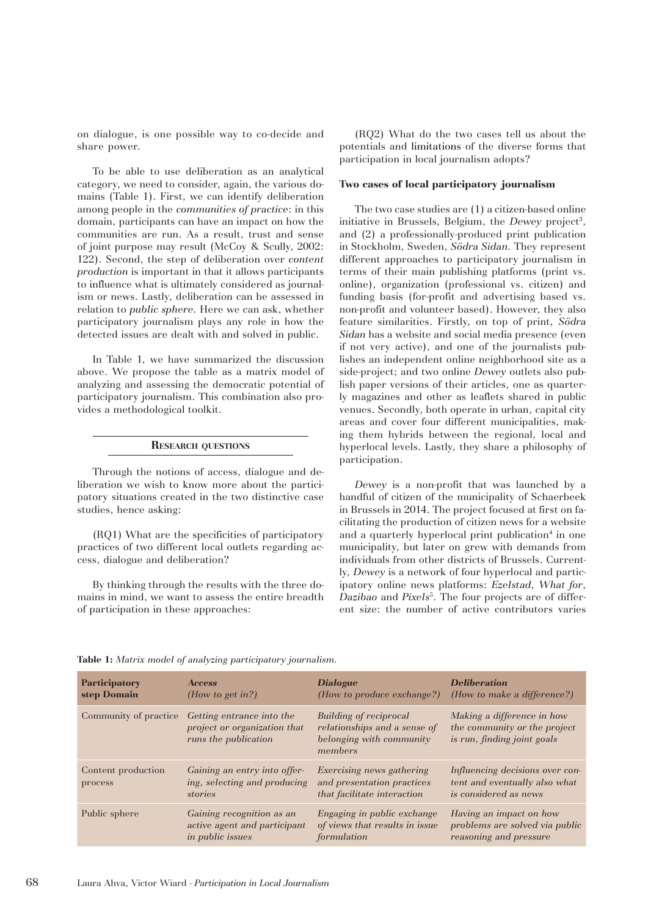on dialogue, is one possible way to co-decide and share power.

To be able to use deliberation as an analytical category, we need to consider, again, the various domains (Table 1). First, we can identify deliberation among people in the *communities of practice*: in this domain, participants can have an impact on how the communities are run. As a result, trust and sense of joint purpose may result (McCoy & Scully, 2002: 122). Second, the step of deliberation over *content production* is important in that it allows participants to influence what is ultimately considered as journalism or news. Lastly, deliberation can be assessed in relation to *public sphere*. Here we can ask, whether participatory journalism plays any role in how the detected issues are dealt with and solved in public.

In Table 1, we have summarized the discussion above. We propose the table as a matrix model of analyzing and assessing the democratic potential of participatory journalism. This combination also provides a methodological toolkit.

## Research questions

Through the notions of access, dialogue and deliberation we wish to know more about the participatory situations created in the two distinctive case studies, hence asking:

(RQ1) What are the specificities of participatory practices of two different local outlets regarding access, dialogue and deliberation?

By thinking through the results with the three domains in mind, we want to assess the entire breadth of participation in these approaches:

(RQ2) What do the two cases tell us about the potentials and limitations of the diverse forms that participation in local journalism adopts?

### Two cases of local participatory journalism

The two case studies are (1) a citizen-based online initiative in Brussels, Belgium, the *Dewey* project[3], and (2) a professionally-produced print publication in Stockholm, Sweden, *Södra Sidan*. They represent different approaches to participatory journalism in terms of their main publishing platforms (print vs. online), organization (professional vs. citizen) and funding basis (for-profit and advertising based vs. non-profit and volunteer based). However, they also feature similarities. Firstly, on top of print, *Södra Sidan* has a website and social media presence (even if not very active), and one of the journalists publishes an independent online neighborhood site as a side-project; and two online *Dewey* outlets also publish paper versions of their articles, one as quarterly magazines and other as leaflets shared in public venues. Secondly, both operate in urban, capital city areas and cover four different municipalities, making them hybrids between the regional, local and hyperlocal levels. Lastly, they share a philosophy of participation.

*Dewey* is a non-profit that was launched by a handful of citizen of the municipality of Schaerbeek in Brussels in 2014. The project focused at first on facilitating the production of citizen news for a website and a quarterly hyperlocal print publication[4] in one municipality, but later on grew with demands from individuals from other districts of Brussels. Currently, *Dewey* is a network of four hyperlocal and participatory online news platforms: *Ezelstad*, *What for*, *Dazibao* and *Pixels*[5]. The four projects are of different size: the number of active contributors varies

**Table 1:** *Matrix model of analyzing participatory journalism.*

| Participatory step Domain | *Access* *(How to get in?)* | *Dialogue* *(How to produce exchange?)* | *Deliberation* *(How to make a difference?)* |
|---|---|---|---|
| Community of practice | *Getting entrance into the project or organization that runs the publication* | *Building of reciprocal relationships and a sense of belonging with community members* | *Making a difference in how the community or the project is run, finding joint goals* |
| Content production process | *Gaining an entry into offering, selecting and producing stories* | *Exercising news gathering and presentation practices that facilitate interaction* | *Influencing decisions over content and eventually also what is considered as news* |
| Public sphere | *Gaining recognition as an active agent and participant in public issues* | *Engaging in public exchange of views that results in issue formulation* | *Having an impact on how problems are solved via public reasoning and pressure* |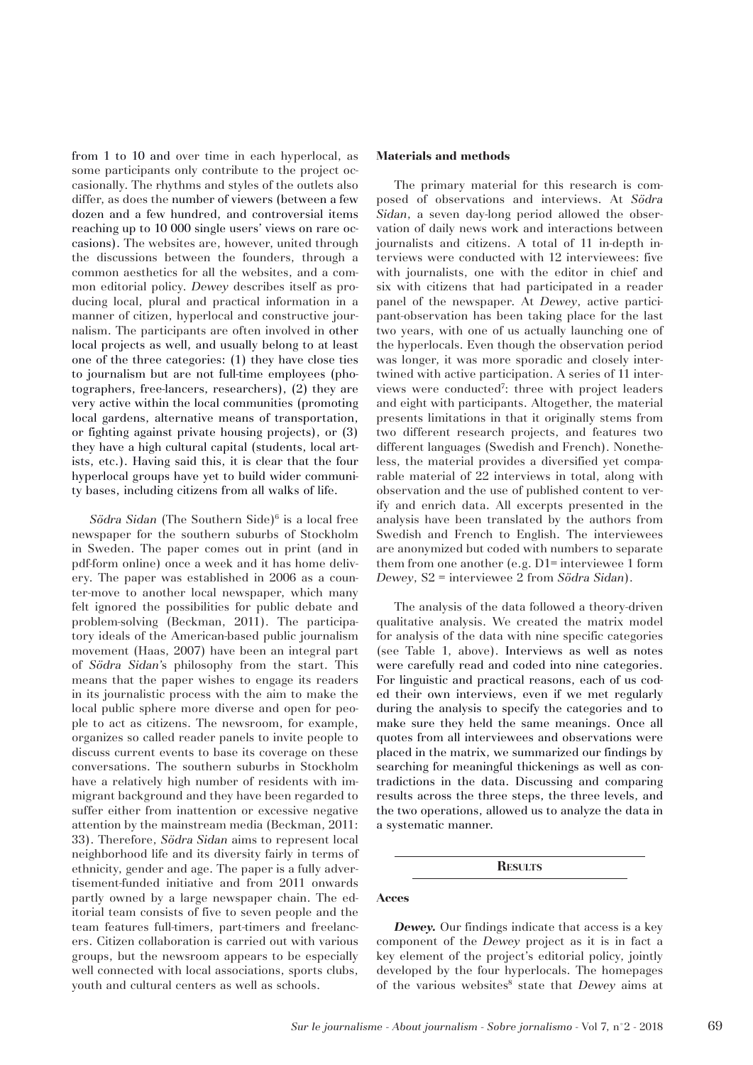from 1 to 10 and over time in each hyperlocal, as some participants only contribute to the project occasionally. The rhythms and styles of the outlets also differ, as does the number of viewers (between a few dozen and a few hundred, and controversial items reaching up to 10 000 single users' views on rare occasions). The websites are, however, united through the discussions between the founders, through a common aesthetics for all the websites, and a common editorial policy. *Dewey* describes itself as producing local, plural and practical information in a manner of citizen, hyperlocal and constructive journalism. The participants are often involved in other local projects as well, and usually belong to at least one of the three categories: (1) they have close ties to journalism but are not full-time employees (photographers, free-lancers, researchers), (2) they are very active within the local communities (promoting local gardens, alternative means of transportation, or fighting against private housing projects), or (3) they have a high cultural capital (students, local artists, etc.). Having said this, it is clear that the four hyperlocal groups have yet to build wider community bases, including citizens from all walks of life.

*Södra Sidan* (The Southern Side)[6] is a local free newspaper for the southern suburbs of Stockholm in Sweden. The paper comes out in print (and in pdf-form online) once a week and it has home delivery. The paper was established in 2006 as a counter-move to another local newspaper, which many felt ignored the possibilities for public debate and problem-solving (Beckman, 2011). The participatory ideals of the American-based public journalism movement (Haas, 2007) have been an integral part of *Södra Sidan*'s philosophy from the start. This means that the paper wishes to engage its readers in its journalistic process with the aim to make the local public sphere more diverse and open for people to act as citizens. The newsroom, for example, organizes so called reader panels to invite people to discuss current events to base its coverage on these conversations. The southern suburbs in Stockholm have a relatively high number of residents with immigrant background and they have been regarded to suffer either from inattention or excessive negative attention by the mainstream media (Beckman, 2011: 33). Therefore, *Södra Sidan* aims to represent local neighborhood life and its diversity fairly in terms of ethnicity, gender and age. The paper is a fully advertisement-funded initiative and from 2011 onwards partly owned by a large newspaper chain. The editorial team consists of five to seven people and the team features full-timers, part-timers and freelancers. Citizen collaboration is carried out with various groups, but the newsroom appears to be especially well connected with local associations, sports clubs, youth and cultural centers as well as schools.

### Materials and methods

The primary material for this research is composed of observations and interviews. At *Södra Sidan*, a seven day-long period allowed the observation of daily news work and interactions between journalists and citizens. A total of 11 in-depth interviews were conducted with 12 interviewees: five with journalists, one with the editor in chief and six with citizens that had participated in a reader panel of the newspaper. At *Dewey*, active participant-observation has been taking place for the last two years, with one of us actually launching one of the hyperlocals. Even though the observation period was longer, it was more sporadic and closely intertwined with active participation. A series of 11 interviews were conducted[7]: three with project leaders and eight with participants. Altogether, the material presents limitations in that it originally stems from two different research projects, and features two different languages (Swedish and French). Nonetheless, the material provides a diversified yet comparable material of 22 interviews in total, along with observation and the use of published content to verify and enrich data. All excerpts presented in the analysis have been translated by the authors from Swedish and French to English. The interviewees are anonymized but coded with numbers to separate them from one another (e.g. D1= interviewee 1 form *Dewey*, S2 = interviewee 2 from *Södra Sidan*).

The analysis of the data followed a theory-driven qualitative analysis. We created the matrix model for analysis of the data with nine specific categories (see Table 1, above). Interviews as well as notes were carefully read and coded into nine categories. For linguistic and practical reasons, each of us coded their own interviews, even if we met regularly during the analysis to specify the categories and to make sure they held the same meanings. Once all quotes from all interviewees and observations were placed in the matrix, we summarized our findings by searching for meaningful thickenings as well as contradictions in the data. Discussing and comparing results across the three steps, the three levels, and the two operations, allowed us to analyze the data in a systematic manner.

## Results

### Acces

***Dewey.*** Our findings indicate that access is a key component of the *Dewey* project as it is in fact a key element of the project's editorial policy, jointly developed by the four hyperlocals. The homepages of the various websites[8] state that *Dewey* aims at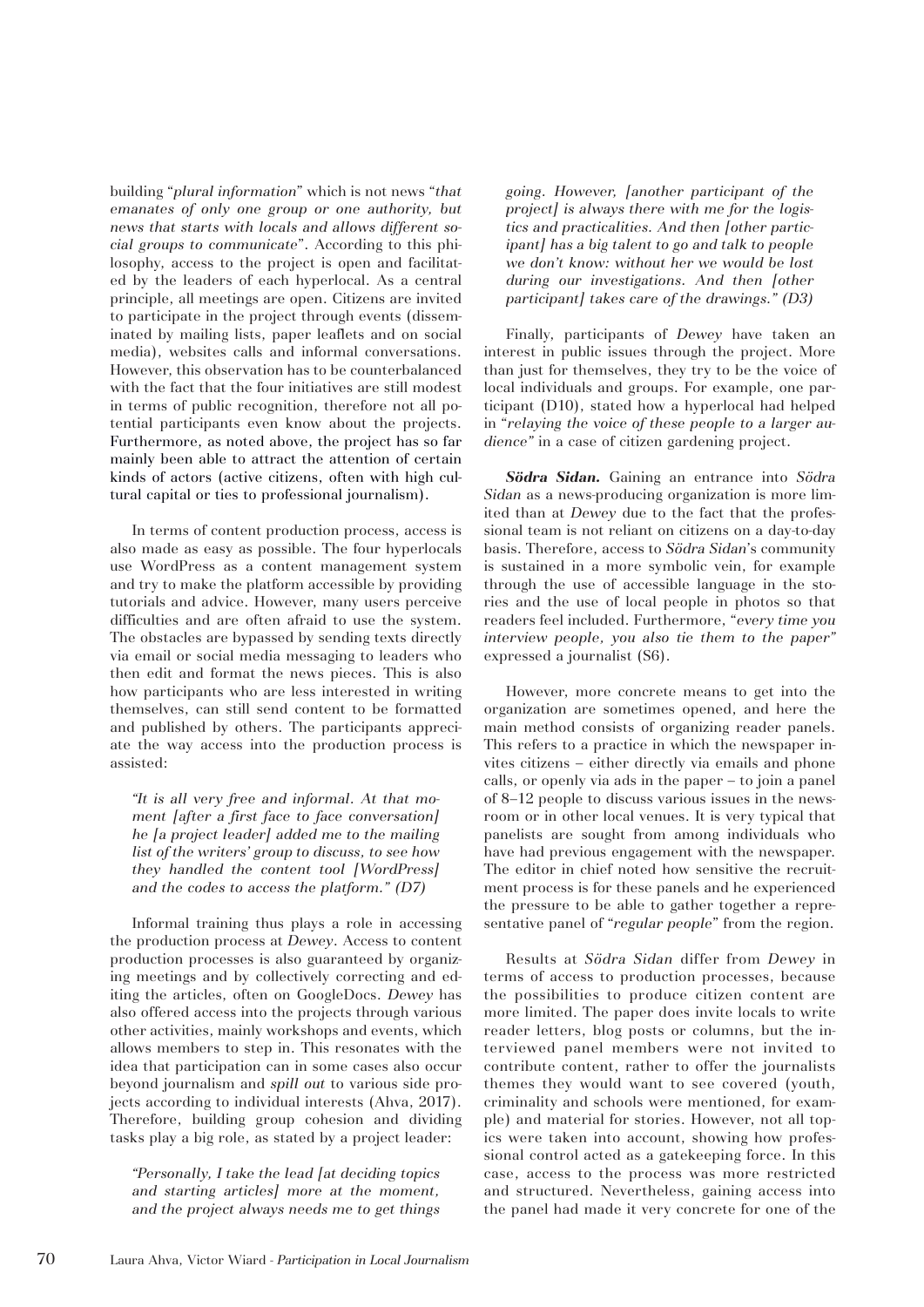building "*plural information*" which is not news "*that emanates of only one group or one authority, but news that starts with locals and allows different social groups to communicate*". According to this philosophy, access to the project is open and facilitated by the leaders of each hyperlocal. As a central principle, all meetings are open. Citizens are invited to participate in the project through events (disseminated by mailing lists, paper leaflets and on social media), websites calls and informal conversations. However, this observation has to be counterbalanced with the fact that the four initiatives are still modest in terms of public recognition, therefore not all potential participants even know about the projects. Furthermore, as noted above, the project has so far mainly been able to attract the attention of certain kinds of actors (active citizens, often with high cultural capital or ties to professional journalism).

In terms of content production process, access is also made as easy as possible. The four hyperlocals use WordPress as a content management system and try to make the platform accessible by providing tutorials and advice. However, many users perceive difficulties and are often afraid to use the system. The obstacles are bypassed by sending texts directly via email or social media messaging to leaders who then edit and format the news pieces. This is also how participants who are less interested in writing themselves, can still send content to be formatted and published by others. The participants appreciate the way access into the production process is assisted:

> *"It is all very free and informal. At that moment [after a first face to face conversation] he [a project leader] added me to the mailing list of the writers' group to discuss, to see how they handled the content tool [WordPress] and the codes to access the platform." (D7)*

Informal training thus plays a role in accessing the production process at *Dewey*. Access to content production processes is also guaranteed by organizing meetings and by collectively correcting and editing the articles, often on GoogleDocs. *Dewey* has also offered access into the projects through various other activities, mainly workshops and events, which allows members to step in. This resonates with the idea that participation can in some cases also occur beyond journalism and *spill out* to various side projects according to individual interests (Ahva, 2017). Therefore, building group cohesion and dividing tasks play a big role, as stated by a project leader:

> *"Personally, I take the lead [at deciding topics and starting articles] more at the moment, and the project always needs me to get things going. However, [another participant of the project] is always there with me for the logistics and practicalities. And then [other participant] has a big talent to go and talk to people we don't know: without her we would be lost during our investigations. And then [other participant] takes care of the drawings." (D3)*

Finally, participants of *Dewey* have taken an interest in public issues through the project. More than just for themselves, they try to be the voice of local individuals and groups. For example, one participant (D10), stated how a hyperlocal had helped in "*relaying the voice of these people to a larger audience*" in a case of citizen gardening project.

***Södra Sidan.*** Gaining an entrance into *Södra Sidan* as a news-producing organization is more limited than at *Dewey* due to the fact that the professional team is not reliant on citizens on a day-to-day basis. Therefore, access to *Södra Sidan*'s community is sustained in a more symbolic vein, for example through the use of accessible language in the stories and the use of local people in photos so that readers feel included. Furthermore, "*every time you interview people, you also tie them to the paper*" expressed a journalist (S6).

However, more concrete means to get into the organization are sometimes opened, and here the main method consists of organizing reader panels. This refers to a practice in which the newspaper invites citizens – either directly via emails and phone calls, or openly via ads in the paper – to join a panel of 8–12 people to discuss various issues in the newsroom or in other local venues. It is very typical that panelists are sought from among individuals who have had previous engagement with the newspaper. The editor in chief noted how sensitive the recruitment process is for these panels and he experienced the pressure to be able to gather together a representative panel of "*regular people*" from the region.

Results at *Södra Sidan* differ from *Dewey* in terms of access to production processes, because the possibilities to produce citizen content are more limited. The paper does invite locals to write reader letters, blog posts or columns, but the interviewed panel members were not invited to contribute content, rather to offer the journalists themes they would want to see covered (youth, criminality and schools were mentioned, for example) and material for stories. However, not all topics were taken into account, showing how professional control acted as a gatekeeping force. In this case, access to the process was more restricted and structured. Nevertheless, gaining access into the panel had made it very concrete for one of the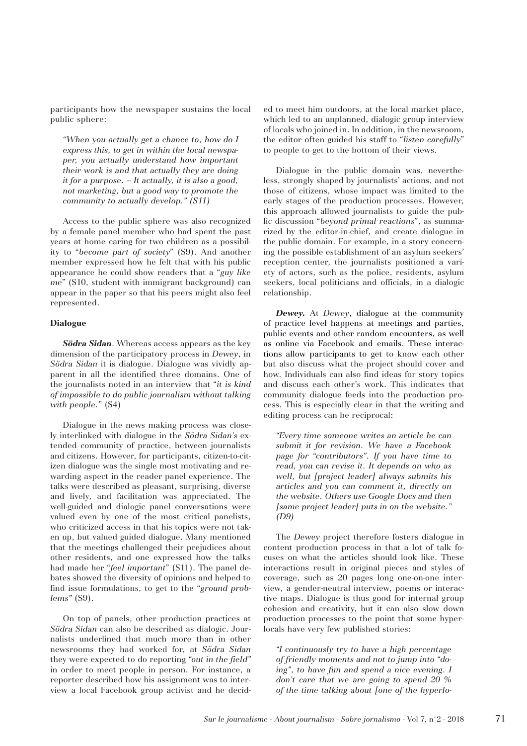participants how the newspaper sustains the local public sphere:

> *"When you actually get a chance to, how do I express this, to get in within the local newspaper, you actually understand how important their work is and that actually they are doing it for a purpose. – It actually, it is also a good, not marketing, but a good way to promote the community to actually develop." (S11)*

Access to the public sphere was also recognized by a female panel member who had spent the past years at home caring for two children as a possibility to "*become part of society*" (S9). And another member expressed how he felt that with his public appearance he could show readers that a "*guy like me*" (S10, student with immigrant background) can appear in the paper so that his peers might also feel represented.

**Dialogue**

***Södra Sidan***. Whereas access appears as the key dimension of the participatory process in *Dewey*, in *Södra Sidan* it is dialogue. Dialogue was vividly apparent in all the identified three domains. One of the journalists noted in an interview that "*it is kind of impossible to do public journalism without talking with people.*" (S4)

Dialogue in the news making process was closely interlinked with dialogue in the *Södra Sidan's* extended community of practice, between journalists and citizens. However, for participants, citizen-to-citizen dialogue was the single most motivating and rewarding aspect in the reader panel experience. The talks were described as pleasant, surprising, diverse and lively, and facilitation was appreciated. The well-guided and dialogic panel conversations were valued even by one of the most critical panelists, who criticized access in that his topics were not taken up, but valued guided dialogue. Many mentioned that the meetings challenged their prejudices about other residents, and one expressed how the talks had made her "*feel important*" (S11). The panel debates showed the diversity of opinions and helped to find issue formulations, to get to the "*ground problems*" (S9).

On top of panels, other production practices at *Södra Sidan* can also be described as dialogic. Journalists underlined that much more than in other newsrooms they had worked for, at *Södra Sidan* they were expected to do reporting *"out in the field"* in order to meet people in person. For instance, a reporter described how his assignment was to interview a local Facebook group activist and he decided to meet him outdoors, at the local market place, which led to an unplanned, dialogic group interview of locals who joined in. In addition, in the newsroom, the editor often guided his staff to "*listen carefully*" to people to get to the bottom of their views.

Dialogue in the public domain was, nevertheless, strongly shaped by journalists' actions, and not those of citizens, whose impact was limited to the early stages of the production processes. However, this approach allowed journalists to guide the public discussion "*beyond primal reactions*", as summarized by the editor-in-chief, and create dialogue in the public domain. For example, in a story concerning the possible establishment of an asylum seekers' reception center, the journalists positioned a variety of actors, such as the police, residents, asylum seekers, local politicians and officials, in a dialogic relationship.

***Dewey.*** At *Dewey*, dialogue at the community of practice level happens at meetings and parties, public events and other random encounters, as well as online via Facebook and emails. These interactions allow participants to get to know each other but also discuss what the project should cover and how. Individuals can also find ideas for story topics and discuss each other's work. This indicates that community dialogue feeds into the production process. This is especially clear in that the writing and editing process can be reciprocal:

> *"Every time someone writes an article he can submit it for revision. We have a Facebook page for "contributors". If you have time to read, you can revise it. It depends on who as well, but [project leader] always submits his articles and you can comment it, directly on the website. Others use Google Docs and then [same project leader] puts in on the website." (D9)*

The *Dewey* project therefore fosters dialogue in content production process in that a lot of talk focuses on what the articles should look like. These interactions result in original pieces and styles of coverage, such as 20 pages long one-on-one interview, a gender-neutral interview, poems or interactive maps. Dialogue is thus good for internal group cohesion and creativity, but it can also slow down production processes to the point that some hyperlocals have very few published stories:

> *"I continuously try to have a high percentage of friendly moments and not to jump into "doing", to have fun and spend a nice evening. I don't care that we are going to spend 20 % of the time talking about [one of the hyperlo-*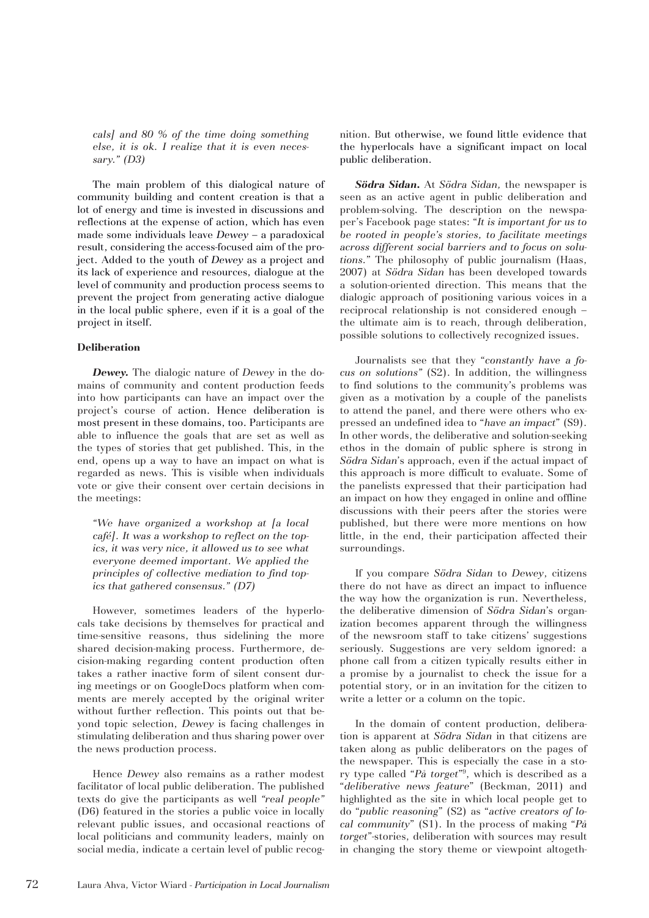*cals] and 80 % of the time doing something else, it is ok. I realize that it is even necessary." (D3)*

The main problem of this dialogical nature of community building and content creation is that a lot of energy and time is invested in discussions and reflections at the expense of action, which has even made some individuals leave *Dewey* – a paradoxical result, considering the access-focused aim of the project. Added to the youth of *Dewey* as a project and its lack of experience and resources, dialogue at the level of community and production process seems to prevent the project from generating active dialogue in the local public sphere, even if it is a goal of the project in itself.

**Deliberation**

***Dewey.*** The dialogic nature of *Dewey* in the domains of community and content production feeds into how participants can have an impact over the project's course of action. Hence deliberation is most present in these domains, too. Participants are able to influence the goals that are set as well as the types of stories that get published. This, in the end, opens up a way to have an impact on what is regarded as news. This is visible when individuals vote or give their consent over certain decisions in the meetings:

> *"We have organized a workshop at [a local café]. It was a workshop to reflect on the topics, it was very nice, it allowed us to see what everyone deemed important. We applied the principles of collective mediation to find topics that gathered consensus." (D7)*

However, sometimes leaders of the hyperlocals take decisions by themselves for practical and time-sensitive reasons, thus sidelining the more shared decision-making process. Furthermore, decision-making regarding content production often takes a rather inactive form of silent consent during meetings or on GoogleDocs platform when comments are merely accepted by the original writer without further reflection. This points out that beyond topic selection, *Dewey* is facing challenges in stimulating deliberation and thus sharing power over the news production process.

Hence *Dewey* also remains as a rather modest facilitator of local public deliberation. The published texts do give the participants as well *"real people"* (D6) featured in the stories a public voice in locally relevant public issues, and occasional reactions of local politicians and community leaders, mainly on social media, indicate a certain level of public recognition. But otherwise, we found little evidence that the hyperlocals have a significant impact on local public deliberation.

***Södra Sidan.*** At *Södra Sidan,* the newspaper is seen as an active agent in public deliberation and problem-solving. The description on the newspaper's Facebook page states: "*It is important for us to be rooted in people's stories, to facilitate meetings across different social barriers and to focus on solutions.*" The philosophy of public journalism (Haas, 2007) at *Södra Sidan* has been developed towards a solution-oriented direction. This means that the dialogic approach of positioning various voices in a reciprocal relationship is not considered enough – the ultimate aim is to reach, through deliberation, possible solutions to collectively recognized issues.

Journalists see that they "*constantly have a focus on solutions*" (S2). In addition, the willingness to find solutions to the community's problems was given as a motivation by a couple of the panelists to attend the panel, and there were others who expressed an undefined idea to "*have an impact*" (S9). In other words, the deliberative and solution-seeking ethos in the domain of public sphere is strong in *Södra Sidan*'s approach, even if the actual impact of this approach is more difficult to evaluate. Some of the panelists expressed that their participation had an impact on how they engaged in online and offline discussions with their peers after the stories were published, but there were more mentions on how little, in the end, their participation affected their surroundings.

If you compare *Södra Sidan* to *Dewey*, citizens there do not have as direct an impact to influence the way how the organization is run. Nevertheless, the deliberative dimension of *Södra Sidan*'s organization becomes apparent through the willingness of the newsroom staff to take citizens' suggestions seriously. Suggestions are very seldom ignored: a phone call from a citizen typically results either in a promise by a journalist to check the issue for a potential story, or in an invitation for the citizen to write a letter or a column on the topic.

In the domain of content production, deliberation is apparent at *Södra Sidan* in that citizens are taken along as public deliberators on the pages of the newspaper. This is especially the case in a story type called "*På torget*"[9], which is described as a "*deliberative news feature*" (Beckman, 2011) and highlighted as the site in which local people get to do "*public reasoning*" (S2) as "*active creators of local community*" (S1). In the process of making "*På torget*"-stories, deliberation with sources may result in changing the story theme or viewpoint altogeth-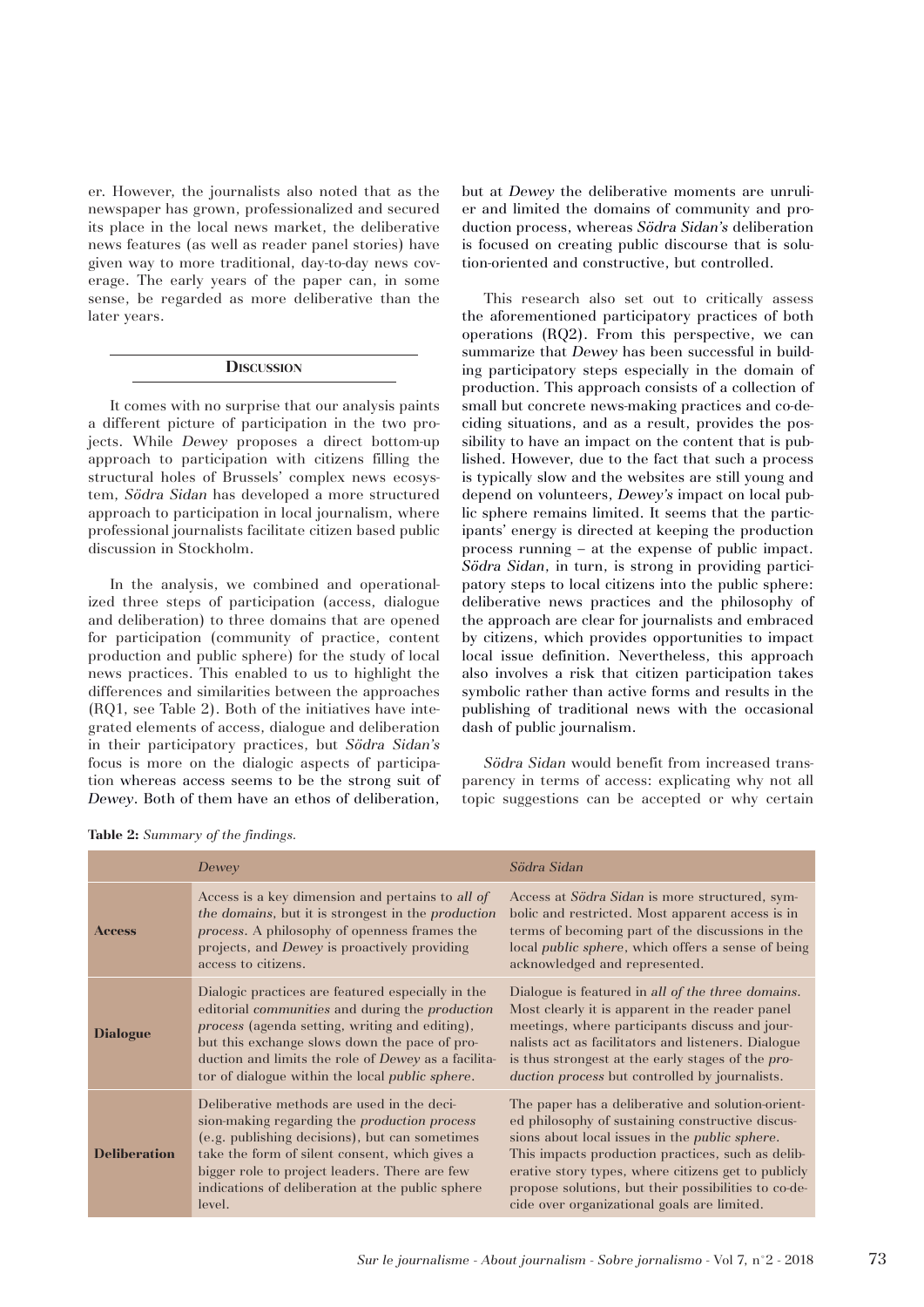er. However, the journalists also noted that as the newspaper has grown, professionalized and secured its place in the local news market, the deliberative news features (as well as reader panel stories) have given way to more traditional, day-to-day news coverage. The early years of the paper can, in some sense, be regarded as more deliberative than the later years.

## Discussion

It comes with no surprise that our analysis paints a different picture of participation in the two projects. While *Dewey* proposes a direct bottom-up approach to participation with citizens filling the structural holes of Brussels' complex news ecosystem, *Södra Sidan* has developed a more structured approach to participation in local journalism, where professional journalists facilitate citizen based public discussion in Stockholm.

In the analysis, we combined and operationalized three steps of participation (access, dialogue and deliberation) to three domains that are opened for participation (community of practice, content production and public sphere) for the study of local news practices. This enabled to us to highlight the differences and similarities between the approaches (RQ1, see Table 2). Both of the initiatives have integrated elements of access, dialogue and deliberation in their participatory practices, but *Södra Sidan's* focus is more on the dialogic aspects of participation whereas access seems to be the strong suit of *Dewey*. Both of them have an ethos of deliberation, but at *Dewey* the deliberative moments are unrulier and limited the domains of community and production process, whereas *Södra Sidan's* deliberation is focused on creating public discourse that is solution-oriented and constructive, but controlled.

This research also set out to critically assess the aforementioned participatory practices of both operations (RQ2). From this perspective, we can summarize that *Dewey* has been successful in building participatory steps especially in the domain of production. This approach consists of a collection of small but concrete news-making practices and co-deciding situations, and as a result, provides the possibility to have an impact on the content that is published. However, due to the fact that such a process is typically slow and the websites are still young and depend on volunteers, *Dewey's* impact on local public sphere remains limited. It seems that the participants' energy is directed at keeping the production process running – at the expense of public impact. *Södra Sidan*, in turn, is strong in providing participatory steps to local citizens into the public sphere: deliberative news practices and the philosophy of the approach are clear for journalists and embraced by citizens, which provides opportunities to impact local issue definition. Nevertheless, this approach also involves a risk that citizen participation takes symbolic rather than active forms and results in the publishing of traditional news with the occasional dash of public journalism.

*Södra Sidan* would benefit from increased transparency in terms of access: explicating why not all topic suggestions can be accepted or why certain

**Table 2:** *Summary of the findings.*

| | *Dewey* | *Södra Sidan* |
|---|---|---|
| **Access** | Access is a key dimension and pertains to *all of the domains*, but it is strongest in the *production process*. A philosophy of openness frames the projects, and *Dewey* is proactively providing access to citizens. | Access at *Södra Sidan* is more structured, symbolic and restricted. Most apparent access is in terms of becoming part of the discussions in the local *public sphere*, which offers a sense of being acknowledged and represented. |
| **Dialogue** | Dialogic practices are featured especially in the editorial *communities* and during the *production process* (agenda setting, writing and editing), but this exchange slows down the pace of production and limits the role of *Dewey* as a facilitator of dialogue within the local *public sphere*. | Dialogue is featured in *all of the three domains*. Most clearly it is apparent in the reader panel meetings, where participants discuss and journalists act as facilitators and listeners. Dialogue is thus strongest at the early stages of the *production process* but controlled by journalists. |
| **Deliberation** | Deliberative methods are used in the decision-making regarding the *production process* (e.g. publishing decisions), but can sometimes take the form of silent consent, which gives a bigger role to project leaders. There are few indications of deliberation at the public sphere level. | The paper has a deliberative and solution-oriented philosophy of sustaining constructive discussions about local issues in the *public sphere*. This impacts production practices, such as deliberative story types, where citizens get to publicly propose solutions, but their possibilities to co-decide over organizational goals are limited. |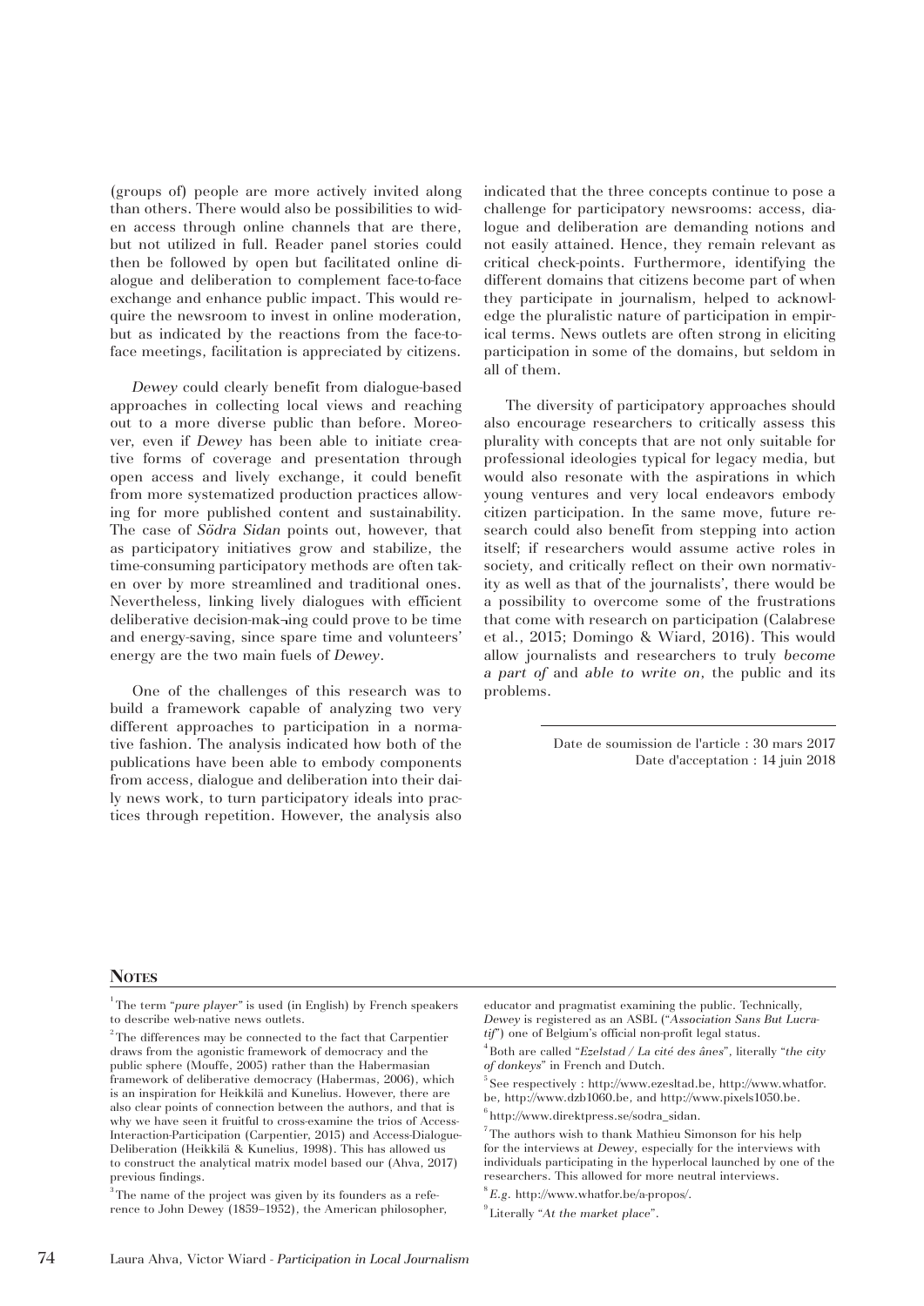(groups of) people are more actively invited along than others. There would also be possibilities to widen access through online channels that are there, but not utilized in full. Reader panel stories could then be followed by open but facilitated online dialogue and deliberation to complement face-to-face exchange and enhance public impact. This would require the newsroom to invest in online moderation, but as indicated by the reactions from the face-to-face meetings, facilitation is appreciated by citizens.

*Dewey* could clearly benefit from dialogue-based approaches in collecting local views and reaching out to a more diverse public than before. Moreover, even if *Dewey* has been able to initiate creative forms of coverage and presentation through open access and lively exchange, it could benefit from more systematized production practices allowing for more published content and sustainability. The case of *Södra Sidan* points out, however, that as participatory initiatives grow and stabilize, the time-consuming participatory methods are often taken over by more streamlined and traditional ones. Nevertheless, linking lively dialogues with efficient deliberative decision-mak¬ing could prove to be time and energy-saving, since spare time and volunteers' energy are the two main fuels of *Dewey*.

One of the challenges of this research was to build a framework capable of analyzing two very different approaches to participation in a normative fashion. The analysis indicated how both of the publications have been able to embody components from access, dialogue and deliberation into their daily news work, to turn participatory ideals into practices through repetition. However, the analysis also indicated that the three concepts continue to pose a challenge for participatory newsrooms: access, dialogue and deliberation are demanding notions and not easily attained. Hence, they remain relevant as critical check-points. Furthermore, identifying the different domains that citizens become part of when they participate in journalism, helped to acknowledge the pluralistic nature of participation in empirical terms. News outlets are often strong in eliciting participation in some of the domains, but seldom in all of them.

The diversity of participatory approaches should also encourage researchers to critically assess this plurality with concepts that are not only suitable for professional ideologies typical for legacy media, but would also resonate with the aspirations in which young ventures and very local endeavors embody citizen participation. In the same move, future research could also benefit from stepping into action itself; if researchers would assume active roles in society, and critically reflect on their own normativity as well as that of the journalists', there would be a possibility to overcome some of the frustrations that come with research on participation (Calabrese et al., 2015; Domingo & Wiard, 2016). This would allow journalists and researchers to truly *become a part of* and *able to write on*, the public and its problems.

Date de soumission de l'article : 30 mars 2017
Date d'acceptation : 14 juin 2018

## Notes

[1] The term "*pure player*" is used (in English) by French speakers to describe web-native news outlets.

[2] The differences may be connected to the fact that Carpentier draws from the agonistic framework of democracy and the public sphere (Mouffe, 2005) rather than the Habermasian framework of deliberative democracy (Habermas, 2006), which is an inspiration for Heikkilä and Kunelius. However, there are also clear points of connection between the authors, and that is why we have seen it fruitful to cross-examine the trios of Access-Interaction-Participation (Carpentier, 2015) and Access-Dialogue-Deliberation (Heikkilä & Kunelius, 1998). This has allowed us to construct the analytical matrix model based our (Ahva, 2017) previous findings.

[3] The name of the project was given by its founders as a reference to John Dewey (1859–1952), the American philosopher, educator and pragmatist examining the public. Technically, *Dewey* is registered as an ASBL ("*Association Sans But Lucratif*") one of Belgium's official non-profit legal status.

[4] Both are called "*Ezelstad / La cité des ânes*", literally "*the city of donkeys*" in French and Dutch.

[5] See respectively : http://www.ezesltad.be, http://www.whatfor.be, http://www.dzb1060.be, and http://www.pixels1050.be.

[6] http://www.direktpress.se/sodra_sidan.

[7] The authors wish to thank Mathieu Simonson for his help for the interviews at *Dewey*, especially for the interviews with individuals participating in the hyperlocal launched by one of the researchers. This allowed for more neutral interviews.

[8] *E.g.* http://www.whatfor.be/a-propos/.

[9] Literally "*At the market place*".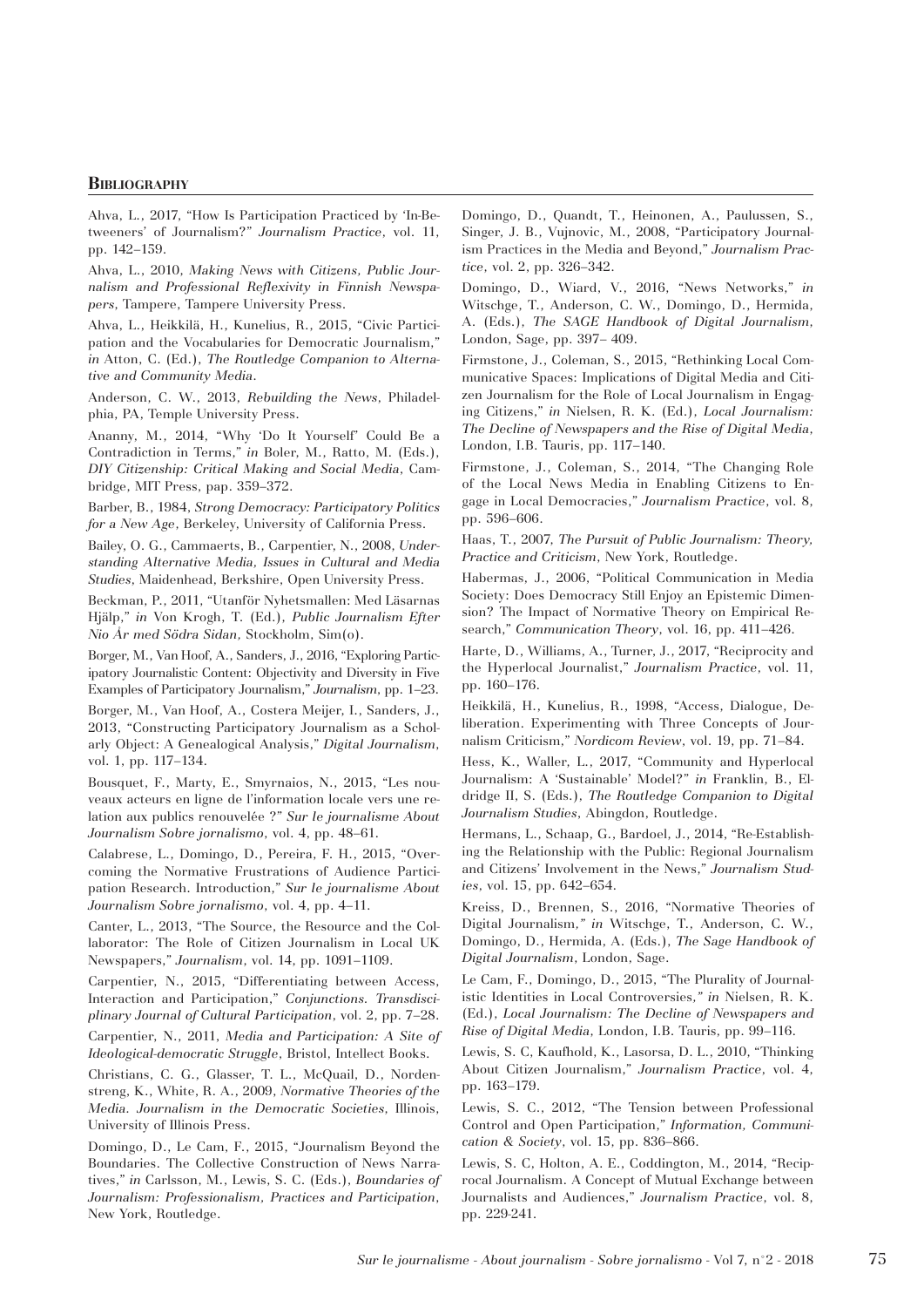## Bibliography

Ahva, L., 2017, "How Is Participation Practiced by 'In-Betweeners' of Journalism?" *Journalism Practice*, vol. 11, pp. 142–159.

Ahva, L., 2010, *Making News with Citizens, Public Journalism and Professional Reflexivity in Finnish Newspapers*, Tampere, Tampere University Press.

Ahva, L., Heikkilä, H., Kunelius, R., 2015, "Civic Participation and the Vocabularies for Democratic Journalism," *in* Atton, C. (Ed.), *The Routledge Companion to Alternative and Community Media*.

Anderson, C. W., 2013, *Rebuilding the News*, Philadelphia, PA, Temple University Press.

Ananny, M., 2014, "Why 'Do It Yourself' Could Be a Contradiction in Terms," *in* Boler, M., Ratto, M. (Eds.), *DIY Citizenship: Critical Making and Social Media*, Cambridge, MIT Press, pap. 359–372.

Barber, B., 1984, *Strong Democracy: Participatory Politics for a New Age*, Berkeley, University of California Press.

Bailey, O. G., Cammaerts, B., Carpentier, N., 2008, *Understanding Alternative Media, Issues in Cultural and Media Studies*, Maidenhead, Berkshire, Open University Press.

Beckman, P., 2011, "Utanför Nyhetsmallen: Med Läsarnas Hjälp," *in* Von Krogh, T. (Ed.), *Public Journalism Efter Nio År med Södra Sidan*, Stockholm, Sim(o).

Borger, M., Van Hoof, A., Sanders, J., 2016, "Exploring Participatory Journalistic Content: Objectivity and Diversity in Five Examples of Participatory Journalism," *Journalism*, pp. 1–23.

Borger, M., Van Hoof, A., Costera Meijer, I., Sanders, J., 2013, "Constructing Participatory Journalism as a Scholarly Object: A Genealogical Analysis," *Digital Journalism*, vol. 1, pp. 117–134.

Bousquet, F., Marty, E., Smyrnaios, N., 2015, "Les nouveaux acteurs en ligne de l'information locale vers une relation aux publics renouvelée ?" *Sur le journalisme About Journalism Sobre jornalismo*, vol. 4, pp. 48–61.

Calabrese, L., Domingo, D., Pereira, F. H., 2015, "Overcoming the Normative Frustrations of Audience Participation Research. Introduction," *Sur le journalisme About Journalism Sobre jornalismo*, vol. 4, pp. 4–11.

Canter, L., 2013, "The Source, the Resource and the Collaborator: The Role of Citizen Journalism in Local UK Newspapers," *Journalism*, vol. 14, pp. 1091–1109.

Carpentier, N., 2015, "Differentiating between Access, Interaction and Participation," *Conjunctions. Transdisciplinary Journal of Cultural Participation*, vol. 2, pp. 7–28.

Carpentier, N., 2011, *Media and Participation: A Site of Ideological-democratic Struggle*, Bristol, Intellect Books.

Christians, C. G., Glasser, T. L., McQuail, D., Nordenstreng, K., White, R. A., 2009, *Normative Theories of the Media. Journalism in the Democratic Societies*, Illinois, University of Illinois Press.

Domingo, D., Le Cam, F., 2015, "Journalism Beyond the Boundaries. The Collective Construction of News Narratives," *in* Carlsson, M., Lewis, S. C. (Eds.), *Boundaries of Journalism: Professionalism, Practices and Participation*, New York, Routledge.

Domingo, D., Quandt, T., Heinonen, A., Paulussen, S., Singer, J. B., Vujnovic, M., 2008, "Participatory Journalism Practices in the Media and Beyond," *Journalism Practice*, vol. 2, pp. 326–342.

Domingo, D., Wiard, V., 2016, "News Networks," *in* Witschge, T., Anderson, C. W., Domingo, D., Hermida, A. (Eds.), *The SAGE Handbook of Digital Journalism*, London, Sage, pp. 397– 409.

Firmstone, J., Coleman, S., 2015, "Rethinking Local Communicative Spaces: Implications of Digital Media and Citizen Journalism for the Role of Local Journalism in Engaging Citizens," *in* Nielsen, R. K. (Ed.), *Local Journalism: The Decline of Newspapers and the Rise of Digital Media*, London, I.B. Tauris, pp. 117–140.

Firmstone, J., Coleman, S., 2014, "The Changing Role of the Local News Media in Enabling Citizens to Engage in Local Democracies," *Journalism Practice*, vol. 8, pp. 596–606.

Haas, T., 2007, *The Pursuit of Public Journalism: Theory, Practice and Criticism*, New York, Routledge.

Habermas, J., 2006, "Political Communication in Media Society: Does Democracy Still Enjoy an Epistemic Dimension? The Impact of Normative Theory on Empirical Research," *Communication Theory*, vol. 16, pp. 411–426.

Harte, D., Williams, A., Turner, J., 2017, "Reciprocity and the Hyperlocal Journalist," *Journalism Practice*, vol. 11, pp. 160–176.

Heikkilä, H., Kunelius, R., 1998, "Access, Dialogue, Deliberation. Experimenting with Three Concepts of Journalism Criticism," *Nordicom Review*, vol. 19, pp. 71–84.

Hess, K., Waller, L., 2017, "Community and Hyperlocal Journalism: A 'Sustainable' Model?" *in* Franklin, B., Eldridge II, S. (Eds.), *The Routledge Companion to Digital Journalism Studies*, Abingdon, Routledge.

Hermans, L., Schaap, G., Bardoel, J., 2014, "Re-Establishing the Relationship with the Public: Regional Journalism and Citizens' Involvement in the News," *Journalism Studies*, vol. 15, pp. 642–654.

Kreiss, D., Brennen, S., 2016, "Normative Theories of Digital Journalism," *in* Witschge, T., Anderson, C. W., Domingo, D., Hermida, A. (Eds.), *The Sage Handbook of Digital Journalism*, London, Sage.

Le Cam, F., Domingo, D., 2015, "The Plurality of Journalistic Identities in Local Controversies," *in* Nielsen, R. K. (Ed.), *Local Journalism: The Decline of Newspapers and Rise of Digital Media*, London, I.B. Tauris, pp. 99–116.

Lewis, S. C, Kaufhold, K., Lasorsa, D. L., 2010, "Thinking About Citizen Journalism," *Journalism Practice*, vol. 4, pp. 163–179.

Lewis, S. C., 2012, "The Tension between Professional Control and Open Participation," *Information, Communication & Society*, vol. 15, pp. 836–866.

Lewis, S. C, Holton, A. E., Coddington, M., 2014, "Reciprocal Journalism. A Concept of Mutual Exchange between Journalists and Audiences," *Journalism Practice*, vol. 8, pp. 229-241.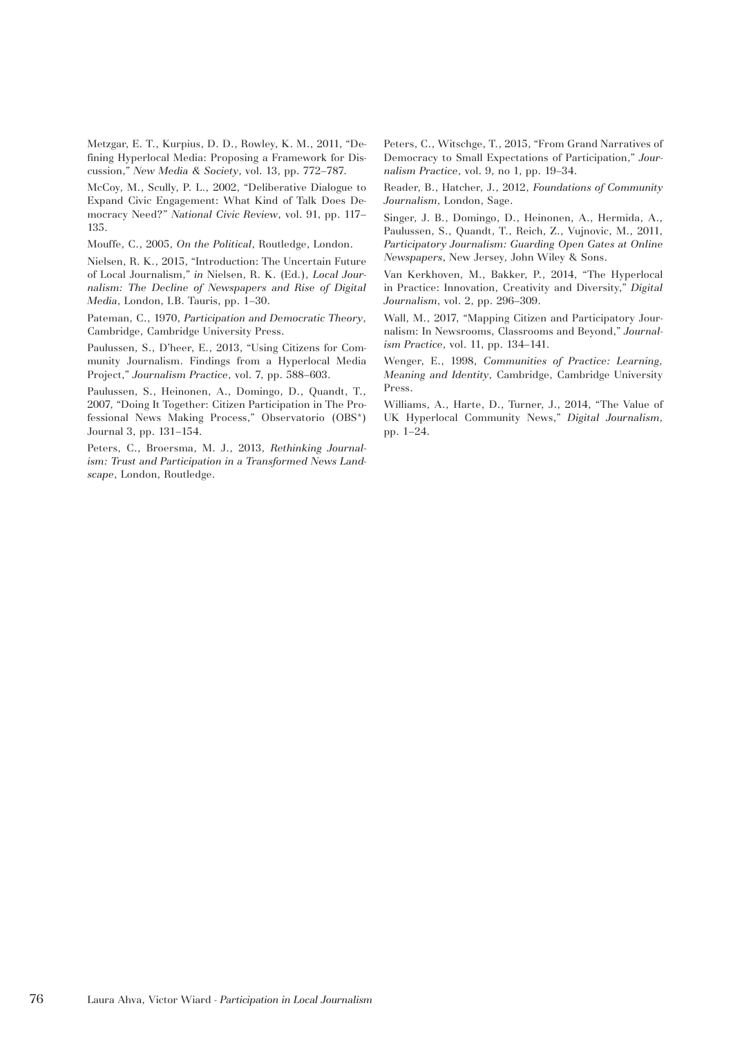Metzgar, E. T., Kurpius, D. D., Rowley, K. M., 2011, "Defining Hyperlocal Media: Proposing a Framework for Discussion," *New Media & Society*, vol. 13, pp. 772–787.

McCoy, M., Scully, P. L., 2002, "Deliberative Dialogue to Expand Civic Engagement: What Kind of Talk Does Democracy Need?" *National Civic Review*, vol. 91, pp. 117–135.

Mouffe, C., 2005, *On the Political*, Routledge, London.

Nielsen, R. K., 2015, "Introduction: The Uncertain Future of Local Journalism," *in* Nielsen, R. K. (Ed.), *Local Journalism: The Decline of Newspapers and Rise of Digital Media*, London, I.B. Tauris, pp. 1–30.

Pateman, C., 1970, *Participation and Democratic Theory*, Cambridge, Cambridge University Press.

Paulussen, S., D'heer, E., 2013, "Using Citizens for Community Journalism. Findings from a Hyperlocal Media Project," *Journalism Practice*, vol. 7, pp. 588–603.

Paulussen, S., Heinonen, A., Domingo, D., Quandt, T., 2007, "Doing It Together: Citizen Participation in The Professional News Making Process," Observatorio (OBS*) Journal 3, pp. 131–154.

Peters, C., Broersma, M. J., 2013, *Rethinking Journalism: Trust and Participation in a Transformed News Landscape*, London, Routledge.

Peters, C., Witschge, T., 2015, "From Grand Narratives of Democracy to Small Expectations of Participation," *Journalism Practice*, vol. 9, no 1, pp. 19–34.

Reader, B., Hatcher, J., 2012, *Foundations of Community Journalism*, London, Sage.

Singer, J. B., Domingo, D., Heinonen, A., Hermida, A., Paulussen, S., Quandt, T., Reich, Z., Vujnovic, M., 2011, *Participatory Journalism: Guarding Open Gates at Online Newspapers*, New Jersey, John Wiley & Sons.

Van Kerkhoven, M., Bakker, P., 2014, "The Hyperlocal in Practice: Innovation, Creativity and Diversity," *Digital Journalism*, vol. 2, pp. 296–309.

Wall, M., 2017, "Mapping Citizen and Participatory Journalism: In Newsrooms, Classrooms and Beyond," *Journalism Practice*, vol. 11, pp. 134–141.

Wenger, E., 1998, *Communities of Practice: Learning, Meaning and Identity*, Cambridge, Cambridge University Press.

Williams, A., Harte, D., Turner, J., 2014, "The Value of UK Hyperlocal Community News," *Digital Journalism*, pp. 1–24.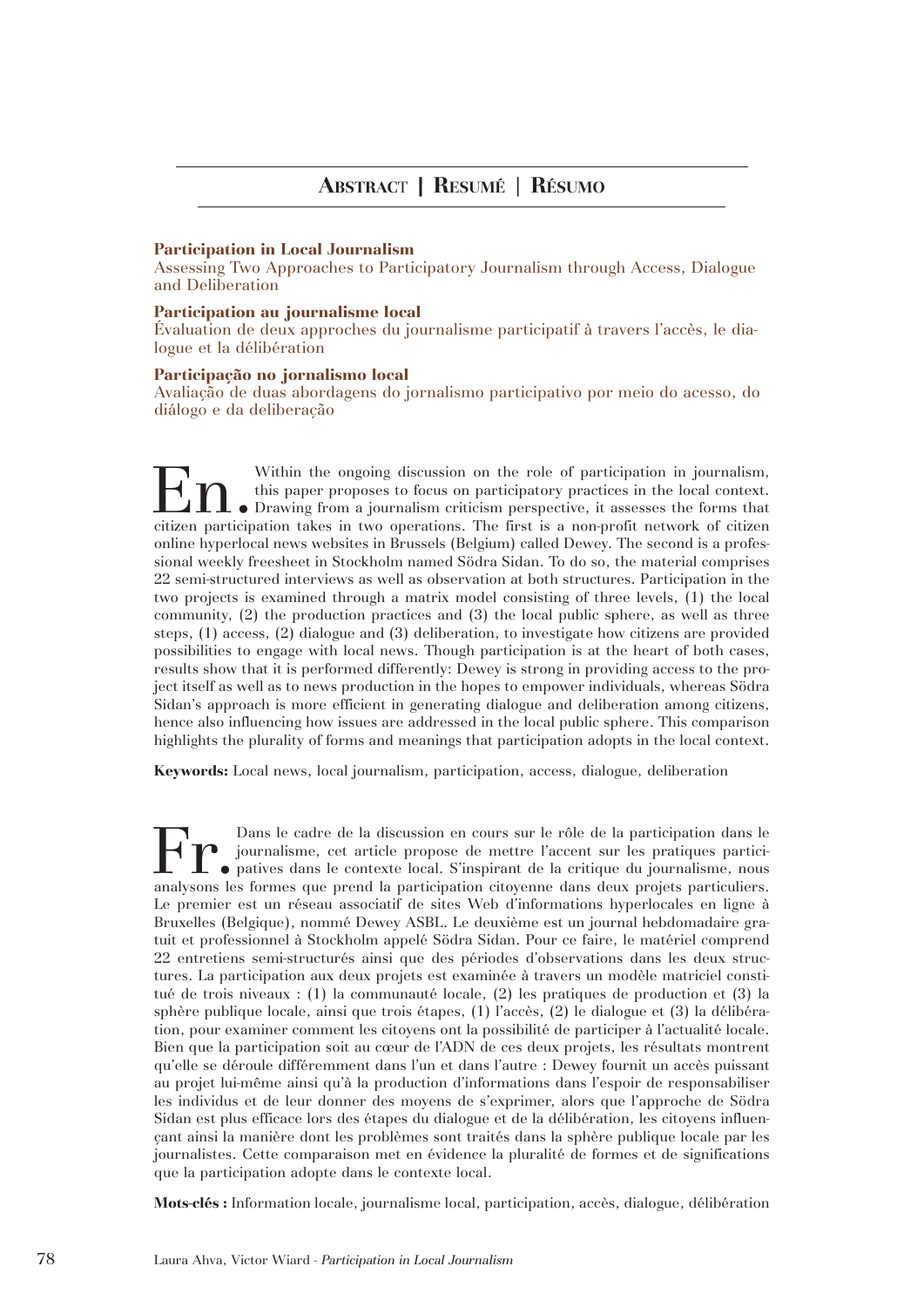## Abstract | Resumé | Résumo

**Participation in Local Journalism**
Assessing Two Approaches to Participatory Journalism through Access, Dialogue and Deliberation

**Participation au journalisme local**
Évaluation de deux approches du journalisme participatif à travers l'accès, le dialogue et la délibération

**Participação no jornalismo local**
Avaliação de duas abordagens do jornalismo participativo por meio do acesso, do diálogo e da deliberação

**En.** Within the ongoing discussion on the role of participation in journalism, this paper proposes to focus on participatory practices in the local context. Drawing from a journalism criticism perspective, it assesses the forms that citizen participation takes in two operations. The first is a non-profit network of citizen online hyperlocal news websites in Brussels (Belgium) called Dewey. The second is a professional weekly freesheet in Stockholm named Södra Sidan. To do so, the material comprises 22 semi-structured interviews as well as observation at both structures. Participation in the two projects is examined through a matrix model consisting of three levels, (1) the local community, (2) the production practices and (3) the local public sphere, as well as three steps, (1) access, (2) dialogue and (3) deliberation, to investigate how citizens are provided possibilities to engage with local news. Though participation is at the heart of both cases, results show that it is performed differently: Dewey is strong in providing access to the project itself as well as to news production in the hopes to empower individuals, whereas Södra Sidan's approach is more efficient in generating dialogue and deliberation among citizens, hence also influencing how issues are addressed in the local public sphere. This comparison highlights the plurality of forms and meanings that participation adopts in the local context.

**Keywords:** Local news, local journalism, participation, access, dialogue, deliberation

**Fr.** Dans le cadre de la discussion en cours sur le rôle de la participation dans le journalisme, cet article propose de mettre l'accent sur les pratiques participatives dans le contexte local. S'inspirant de la critique du journalisme, nous analysons les formes que prend la participation citoyenne dans deux projets particuliers. Le premier est un réseau associatif de sites Web d'informations hyperlocales en ligne à Bruxelles (Belgique), nommé Dewey ASBL. Le deuxième est un journal hebdomadaire gratuit et professionnel à Stockholm appelé Södra Sidan. Pour ce faire, le matériel comprend 22 entretiens semi-structurés ainsi que des périodes d'observations dans les deux structures. La participation aux deux projets est examinée à travers un modèle matriciel constitué de trois niveaux : (1) la communauté locale, (2) les pratiques de production et (3) la sphère publique locale, ainsi que trois étapes, (1) l'accès, (2) le dialogue et (3) la délibération, pour examiner comment les citoyens ont la possibilité de participer à l'actualité locale. Bien que la participation soit au cœur de l'ADN de ces deux projets, les résultats montrent qu'elle se déroule différemment dans l'un et dans l'autre : Dewey fournit un accès puissant au projet lui-même ainsi qu'à la production d'informations dans l'espoir de responsabiliser les individus et de leur donner des moyens de s'exprimer, alors que l'approche de Södra Sidan est plus efficace lors des étapes du dialogue et de la délibération, les citoyens influençant ainsi la manière dont les problèmes sont traités dans la sphère publique locale par les journalistes. Cette comparaison met en évidence la pluralité de formes et de significations que la participation adopte dans le contexte local.

**Mots-clés :** Information locale, journalisme local, participation, accès, dialogue, délibération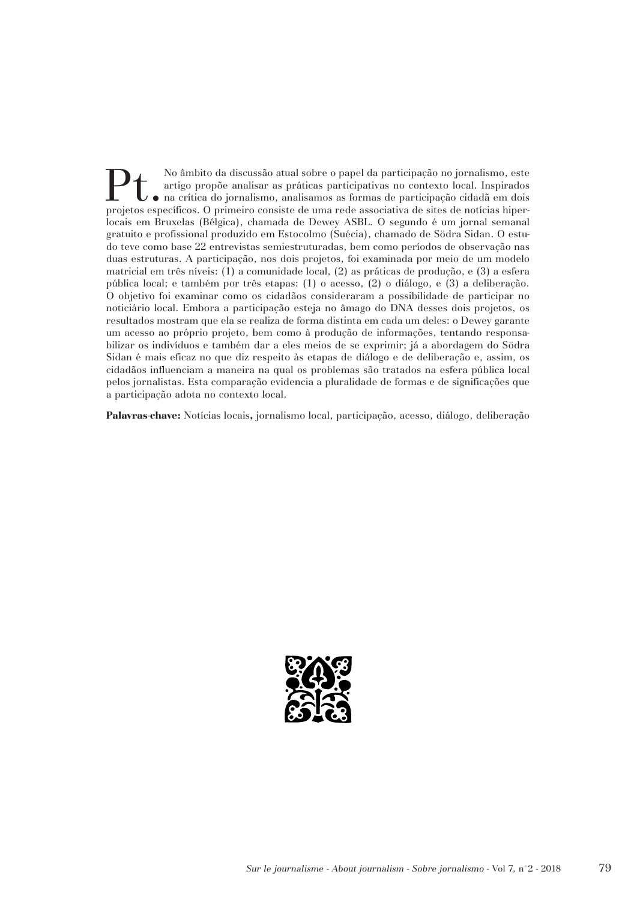**Pt.** No âmbito da discussão atual sobre o papel da participação no jornalismo, este artigo propõe analisar as práticas participativas no contexto local. Inspirados na crítica do jornalismo, analisamos as formas de participação cidadã em dois projetos específicos. O primeiro consiste de uma rede associativa de sites de notícias hiperlocais em Bruxelas (Bélgica), chamada de Dewey ASBL. O segundo é um jornal semanal gratuito e profissional produzido em Estocolmo (Suécia), chamado de Södra Sidan. O estudo teve como base 22 entrevistas semiestruturadas, bem como períodos de observação nas duas estruturas. A participação, nos dois projetos, foi examinada por meio de um modelo matricial em três níveis: (1) a comunidade local, (2) as práticas de produção, e (3) a esfera pública local; e também por três etapas: (1) o acesso, (2) o diálogo, e (3) a deliberação. O objetivo foi examinar como os cidadãos consideraram a possibilidade de participar no noticiário local. Embora a participação esteja no âmago do DNA desses dois projetos, os resultados mostram que ela se realiza de forma distinta em cada um deles: o Dewey garante um acesso ao próprio projeto, bem como à produção de informações, tentando responsabilizar os indivíduos e também dar a eles meios de se exprimir; já a abordagem do Södra Sidan é mais eficaz no que diz respeito às etapas de diálogo e de deliberação e, assim, os cidadãos influenciam a maneira na qual os problemas são tratados na esfera pública local pelos jornalistas. Esta comparação evidencia a pluralidade de formas e de significações que a participação adota no contexto local.

**Palavras-chave:** Notícias locais**,** jornalismo local, participação, acesso, diálogo, deliberação